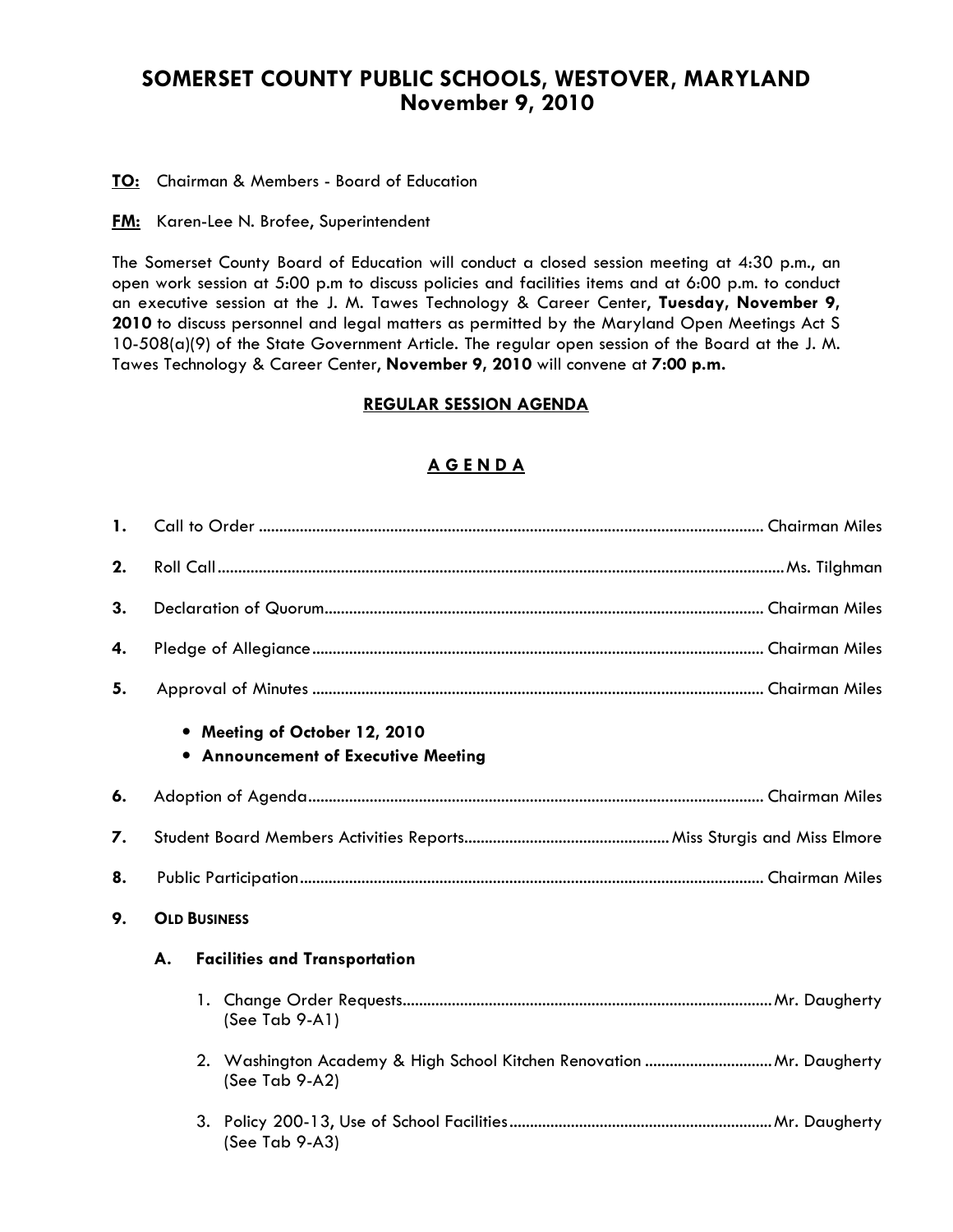# SOMERSET COUNTY PUBLIC SCHOOLS, WESTOVER, MARYLAND
## November 9, 2010

**TO:** Chairman & Members - Board of Education

**FM:** Karen-Lee N. Brofee, Superintendent

The Somerset County Board of Education will conduct a closed session meeting at 4:30 p.m., an open work session at 5:00 p.m to discuss policies and facilities items and at 6:00 p.m. to conduct an executive session at the J. M. Tawes Technology & Career Center, **Tuesday, November 9, 2010** to discuss personnel and legal matters as permitted by the Maryland Open Meetings Act S 10-508(a)(9) of the State Government Article. The regular open session of the Board at the J. M. Tawes Technology & Career Center, **November 9, 2010** will convene at **7:00 p.m.**

## REGULAR SESSION AGENDA

## A G E N D A

1. Call to Order ............ Chairman Miles
2. Roll Call ............ Ms. Tilghman
3. Declaration of Quorum ............ Chairman Miles
4. Pledge of Allegiance ............ Chairman Miles
5. Approval of Minutes ............ Chairman Miles
   - **Meeting of October 12, 2010**
   - **Announcement of Executive Meeting**
6. Adoption of Agenda ............ Chairman Miles
7. Student Board Members Activities Reports ............ Miss Sturgis and Miss Elmore
8. Public Participation ............ Chairman Miles
9. **OLD BUSINESS**

   **A. Facilities and Transportation**

   1. Change Order Requests ............ Mr. Daugherty
      (See Tab 9-A1)
   2. Washington Academy & High School Kitchen Renovation ............ Mr. Daugherty
      (See Tab 9-A2)
   3. Policy 200-13, Use of School Facilities ............ Mr. Daugherty
      (See Tab 9-A3)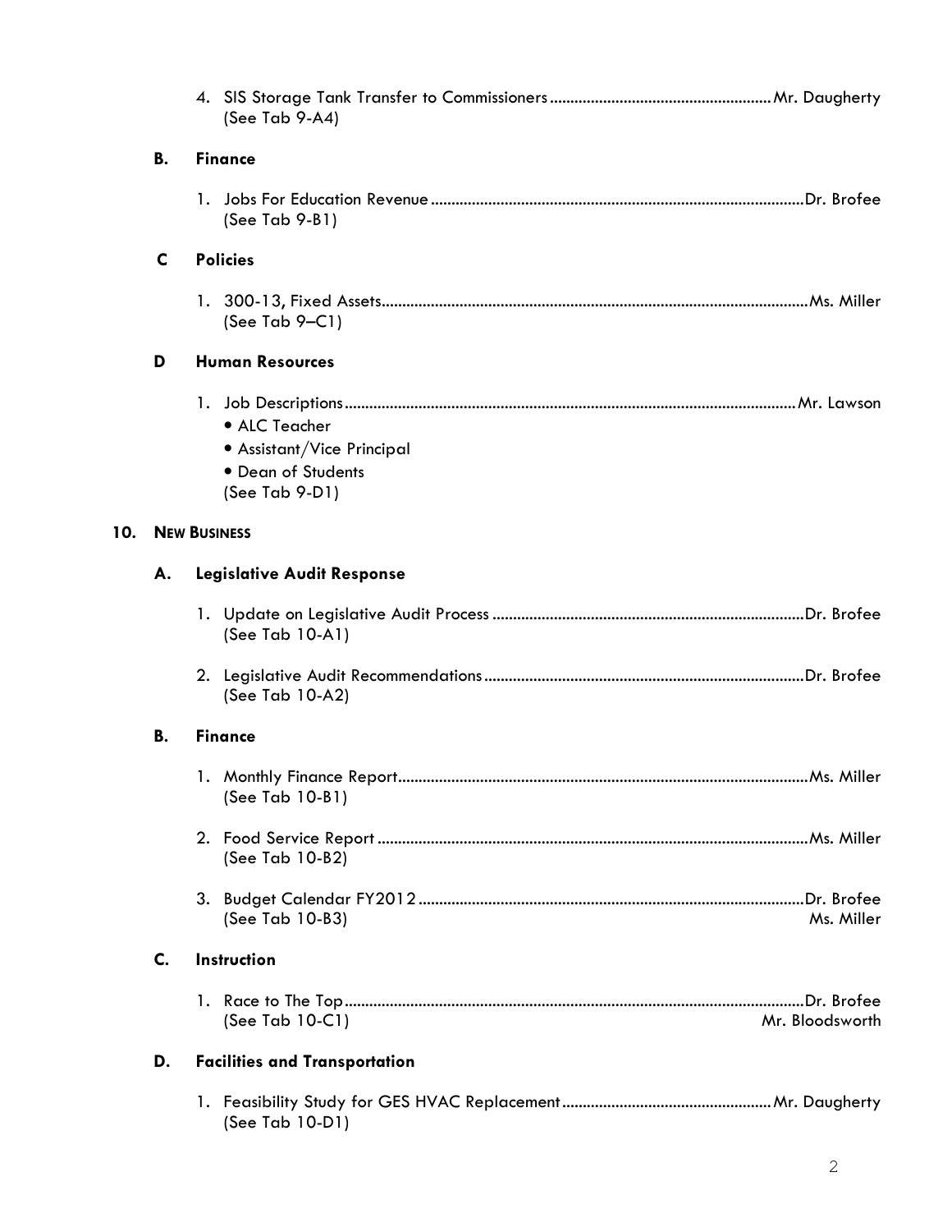4. SIS Storage Tank Transfer to Commissioners ...................................................... Mr. Daugherty
   (See Tab 9-A4)

**B. Finance**

1. Jobs For Education Revenue ......................................................................................... Dr. Brofee
   (See Tab 9-B1)

**C Policies**

1. 300-13, Fixed Assets...................................................................................................... Ms. Miller
   (See Tab 9–C1)

**D Human Resources**

1. Job Descriptions ............................................................................................................ Mr. Lawson
   - ALC Teacher
   - Assistant/Vice Principal
   - Dean of Students

   (See Tab 9-D1)

## 10. NEW BUSINESS

**A. Legislative Audit Response**

1. Update on Legislative Audit Process ........................................................................... Dr. Brofee
   (See Tab 10-A1)

2. Legislative Audit Recommendations ............................................................................ Dr. Brofee
   (See Tab 10-A2)

**B. Finance**

1. Monthly Finance Report.................................................................................................. Ms. Miller
   (See Tab 10-B1)

2. Food Service Report ....................................................................................................... Ms. Miller
   (See Tab 10-B2)

3. Budget Calendar FY2012 ............................................................................................. Dr. Brofee
   (See Tab 10-B3) Ms. Miller

**C. Instruction**

1. Race to The Top.............................................................................................................. Dr. Brofee
   (See Tab 10-C1) Mr. Bloodsworth

**D. Facilities and Transportation**

1. Feasibility Study for GES HVAC Replacement .................................................. Mr. Daugherty
   (See Tab 10-D1)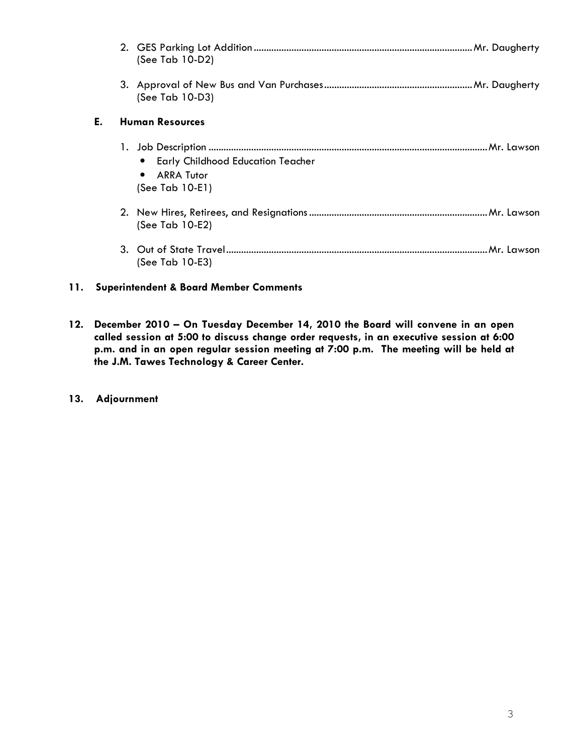2. GES Parking Lot Addition ........................................................................................ Mr. Daugherty
   (See Tab 10-D2)

3. Approval of New Bus and Van Purchases ........................................................... Mr. Daugherty
   (See Tab 10-D3)

**E. Human Resources**

1. Job Description ............................................................................................................ Mr. Lawson
   - Early Childhood Education Teacher
   - ARRA Tutor

   (See Tab 10-E1)

2. New Hires, Retirees, and Resignations ....................................................................... Mr. Lawson
   (See Tab 10-E2)

3. Out of State Travel ........................................................................................................ Mr. Lawson
   (See Tab 10-E3)

**11. Superintendent & Board Member Comments**

**12. December 2010 – On Tuesday December 14, 2010 the Board will convene in an open called session at 5:00 to discuss change order requests, in an executive session at 6:00 p.m. and in an open regular session meeting at 7:00 p.m. The meeting will be held at the J.M. Tawes Technology & Career Center.**

**13. Adjournment**